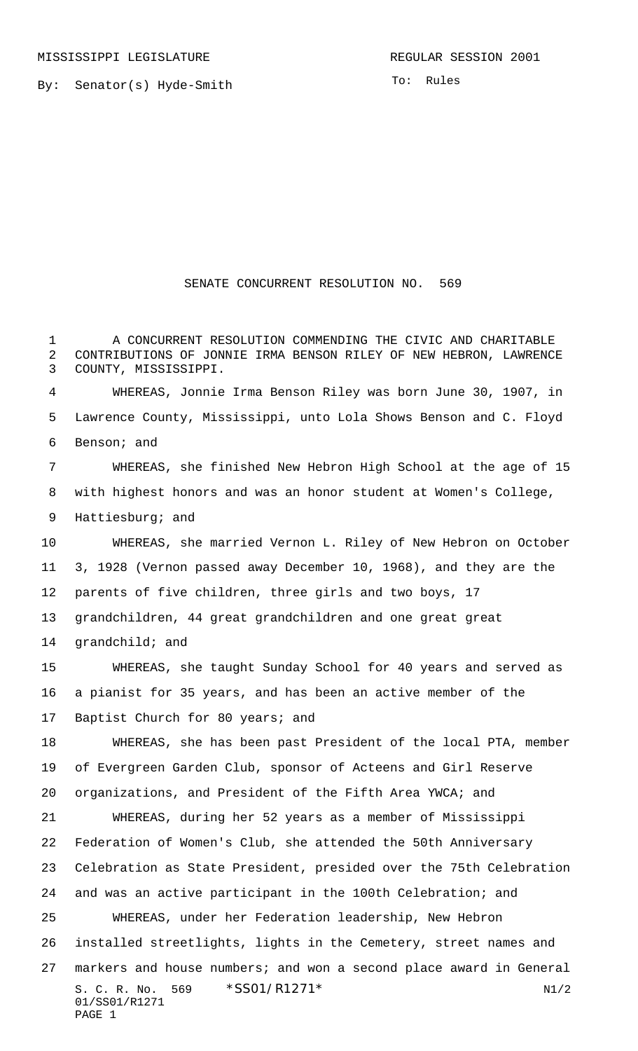MISSISSIPPI LEGISLATURE                                                    REGULAR SESSION 2001

By: Senator(s) Hyde-Smith

To: Rules

# SENATE CONCURRENT RESOLUTION NO. 569

A CONCURRENT RESOLUTION COMMENDING THE CIVIC AND CHARITABLE CONTRIBUTIONS OF JONNIE IRMA BENSON RILEY OF NEW HEBRON, LAWRENCE COUNTY, MISSISSIPPI.

WHEREAS, Jonnie Irma Benson Riley was born June 30, 1907, in Lawrence County, Mississippi, unto Lola Shows Benson and C. Floyd Benson; and

WHEREAS, she finished New Hebron High School at the age of 15 with highest honors and was an honor student at Women's College, Hattiesburg; and

WHEREAS, she married Vernon L. Riley of New Hebron on October 3, 1928 (Vernon passed away December 10, 1968), and they are the parents of five children, three girls and two boys, 17 grandchildren, 44 great grandchildren and one great great grandchild; and

WHEREAS, she taught Sunday School for 40 years and served as a pianist for 35 years, and has been an active member of the Baptist Church for 80 years; and

WHEREAS, she has been past President of the local PTA, member of Evergreen Garden Club, sponsor of Acteens and Girl Reserve organizations, and President of the Fifth Area YWCA; and

WHEREAS, during her 52 years as a member of Mississippi Federation of Women's Club, she attended the 50th Anniversary Celebration as State President, presided over the 75th Celebration and was an active participant in the 100th Celebration; and

WHEREAS, under her Federation leadership, New Hebron installed streetlights, lights in the Cemetery, street names and markers and house numbers; and won a second place award in General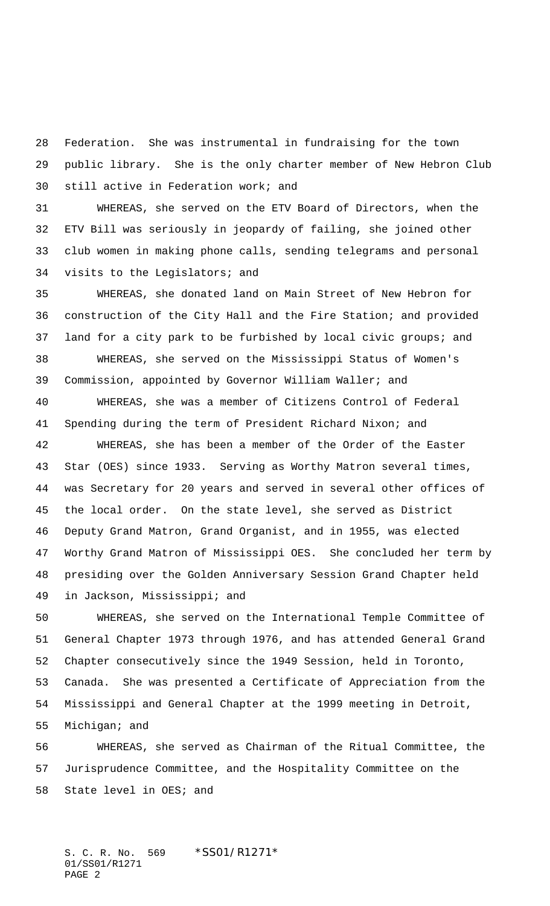Federation. She was instrumental in fundraising for the town public library. She is the only charter member of New Hebron Club still active in Federation work; and

WHEREAS, she served on the ETV Board of Directors, when the ETV Bill was seriously in jeopardy of failing, she joined other club women in making phone calls, sending telegrams and personal visits to the Legislators; and

WHEREAS, she donated land on Main Street of New Hebron for construction of the City Hall and the Fire Station; and provided land for a city park to be furbished by local civic groups; and

WHEREAS, she served on the Mississippi Status of Women's Commission, appointed by Governor William Waller; and

WHEREAS, she was a member of Citizens Control of Federal Spending during the term of President Richard Nixon; and

WHEREAS, she has been a member of the Order of the Easter Star (OES) since 1933. Serving as Worthy Matron several times, was Secretary for 20 years and served in several other offices of the local order. On the state level, she served as District Deputy Grand Matron, Grand Organist, and in 1955, was elected Worthy Grand Matron of Mississippi OES. She concluded her term by presiding over the Golden Anniversary Session Grand Chapter held in Jackson, Mississippi; and

WHEREAS, she served on the International Temple Committee of General Chapter 1973 through 1976, and has attended General Grand Chapter consecutively since the 1949 Session, held in Toronto, Canada. She was presented a Certificate of Appreciation from the Mississippi and General Chapter at the 1999 meeting in Detroit, Michigan; and

WHEREAS, she served as Chairman of the Ritual Committee, the Jurisprudence Committee, and the Hospitality Committee on the State level in OES; and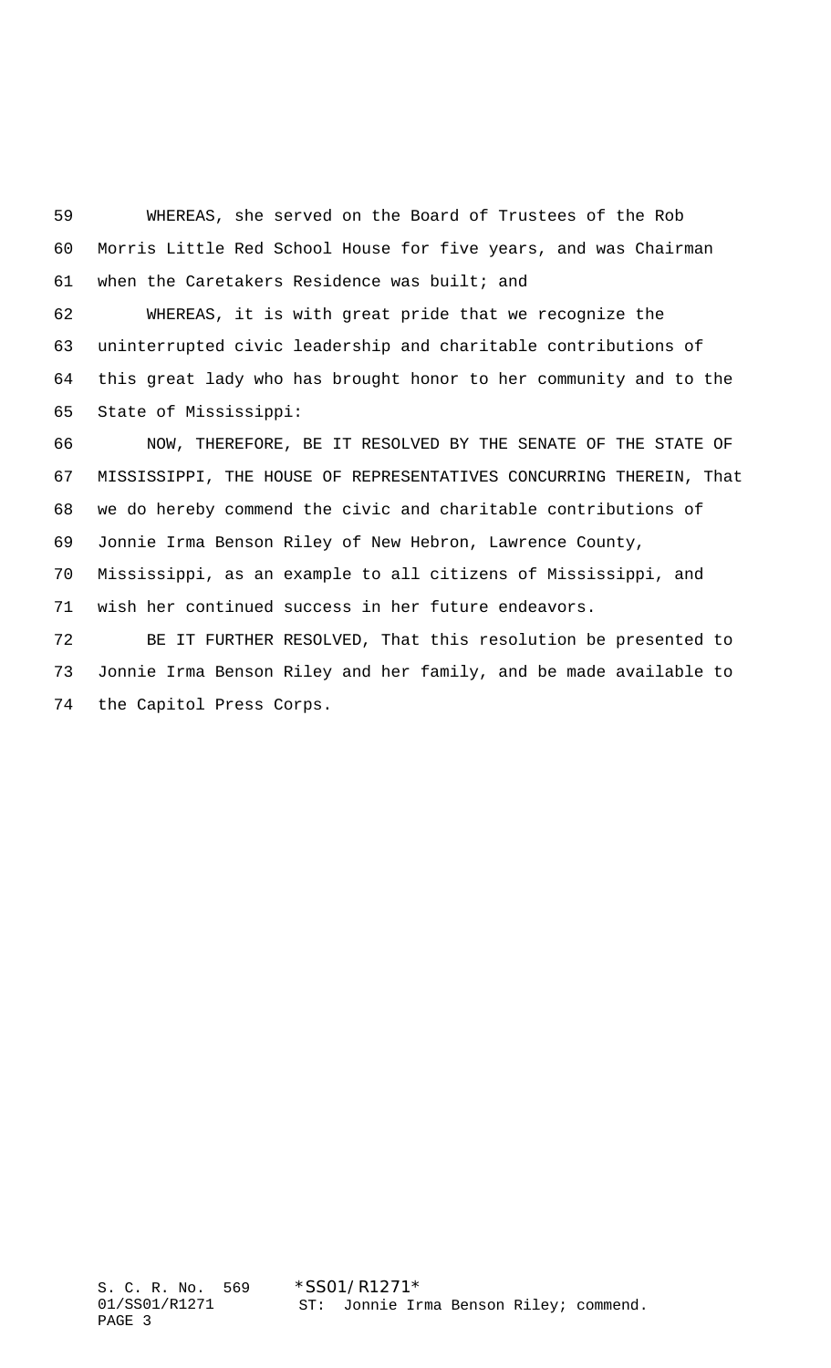WHEREAS, she served on the Board of Trustees of the Rob Morris Little Red School House for five years, and was Chairman when the Caretakers Residence was built; and

WHEREAS, it is with great pride that we recognize the uninterrupted civic leadership and charitable contributions of this great lady who has brought honor to her community and to the State of Mississippi:

NOW, THEREFORE, BE IT RESOLVED BY THE SENATE OF THE STATE OF MISSISSIPPI, THE HOUSE OF REPRESENTATIVES CONCURRING THEREIN, That we do hereby commend the civic and charitable contributions of Jonnie Irma Benson Riley of New Hebron, Lawrence County, Mississippi, as an example to all citizens of Mississippi, and wish her continued success in her future endeavors.

BE IT FURTHER RESOLVED, That this resolution be presented to Jonnie Irma Benson Riley and her family, and be made available to the Capitol Press Corps.